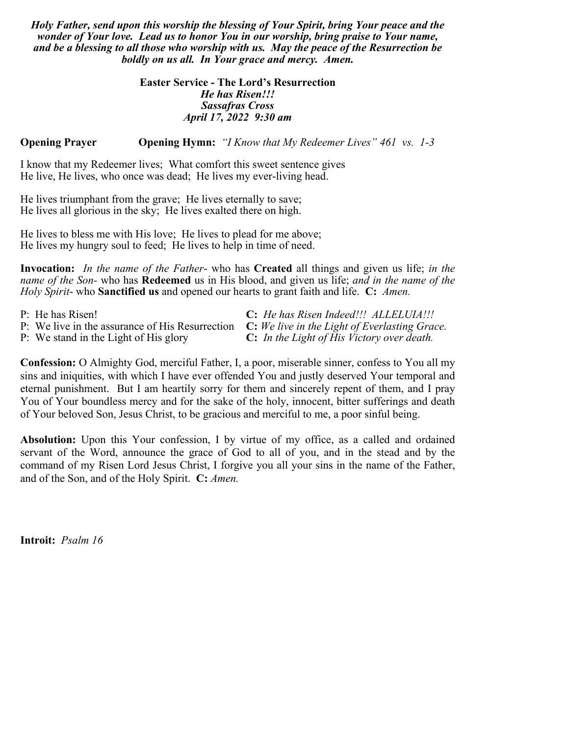***Holy Father, send upon this worship the blessing of Your Spirit, bring Your peace and the wonder of Your love. Lead us to honor You in our worship, bring praise to Your name, and be a blessing to all those who worship with us. May the peace of the Resurrection be boldly on us all. In Your grace and mercy. Amen.***

**Easter Service - The Lord's Resurrection**
***He has Risen!!!***
***Sassafras Cross***
***April 17, 2022 9:30 am***

**Opening Prayer** **Opening Hymn:** *"I Know that My Redeemer Lives" 461 vs. 1-3*

I know that my Redeemer lives; What comfort this sweet sentence gives
He live, He lives, who once was dead; He lives my ever-living head.

He lives triumphant from the grave; He lives eternally to save;
He lives all glorious in the sky; He lives exalted there on high.

He lives to bless me with His love; He lives to plead for me above;
He lives my hungry soul to feed; He lives to help in time of need.

**Invocation:** *In the name of the Father*- who has **Created** all things and given us life; *in the name of the Son-* who has **Redeemed** us in His blood, and given us life; *and in the name of the Holy Spirit*- who **Sanctified us** and opened our hearts to grant faith and life. **C:** *Amen.*

P: He has Risen! **C:** *He has Risen Indeed!!! ALLELUIA!!!*
P: We live in the assurance of His Resurrection **C:** *We live in the Light of Everlasting Grace.*
P: We stand in the Light of His glory **C:** *In the Light of His Victory over death.*

**Confession:** O Almighty God, merciful Father, I, a poor, miserable sinner, confess to You all my sins and iniquities, with which I have ever offended You and justly deserved Your temporal and eternal punishment. But I am heartily sorry for them and sincerely repent of them, and I pray You of Your boundless mercy and for the sake of the holy, innocent, bitter sufferings and death of Your beloved Son, Jesus Christ, to be gracious and merciful to me, a poor sinful being.

**Absolution:** Upon this Your confession, I by virtue of my office, as a called and ordained servant of the Word, announce the grace of God to all of you, and in the stead and by the command of my Risen Lord Jesus Christ, I forgive you all your sins in the name of the Father, and of the Son, and of the Holy Spirit. **C:** *Amen.*

**Introit:** *Psalm 16*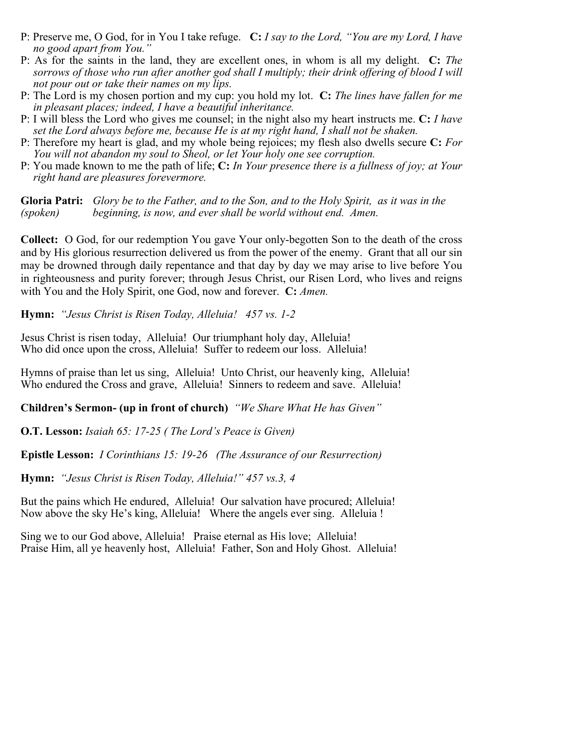P: Preserve me, O God, for in You I take refuge. **C:** *I say to the Lord, "You are my Lord, I have no good apart from You."*

P: As for the saints in the land, they are excellent ones, in whom is all my delight. **C:** *The sorrows of those who run after another god shall I multiply; their drink offering of blood I will not pour out or take their names on my lips.*

P: The Lord is my chosen portion and my cup: you hold my lot. **C:** *The lines have fallen for me in pleasant places; indeed, I have a beautiful inheritance.*

P: I will bless the Lord who gives me counsel; in the night also my heart instructs me. **C:** *I have set the Lord always before me, because He is at my right hand, I shall not be shaken.*

P: Therefore my heart is glad, and my whole being rejoices; my flesh also dwells secure **C:** *For You will not abandon my soul to Sheol, or let Your holy one see corruption.*

P: You made known to me the path of life; **C:** *In Your presence there is a fullness of joy; at Your right hand are pleasures forevermore.*

**Gloria Patri:** *(spoken)* *Glory be to the Father, and to the Son, and to the Holy Spirit, as it was in the beginning, is now, and ever shall be world without end. Amen.*

**Collect:** O God, for our redemption You gave Your only-begotten Son to the death of the cross and by His glorious resurrection delivered us from the power of the enemy. Grant that all our sin may be drowned through daily repentance and that day by day we may arise to live before You in righteousness and purity forever; through Jesus Christ, our Risen Lord, who lives and reigns with You and the Holy Spirit, one God, now and forever. **C:** *Amen.*

**Hymn:** *"Jesus Christ is Risen Today, Alleluia! 457 vs. 1-2*

Jesus Christ is risen today, Alleluia! Our triumphant holy day, Alleluia!
Who did once upon the cross, Alleluia! Suffer to redeem our loss. Alleluia!

Hymns of praise than let us sing, Alleluia! Unto Christ, our heavenly king, Alleluia!
Who endured the Cross and grave, Alleluia! Sinners to redeem and save. Alleluia!

**Children's Sermon- (up in front of church)** *"We Share What He has Given"*

**O.T. Lesson:** *Isaiah 65: 17-25 ( The Lord's Peace is Given)*

**Epistle Lesson:** *I Corinthians 15: 19-26 (The Assurance of our Resurrection)*

**Hymn:** *"Jesus Christ is Risen Today, Alleluia!" 457 vs.3, 4*

But the pains which He endured, Alleluia! Our salvation have procured; Alleluia!
Now above the sky He's king, Alleluia! Where the angels ever sing. Alleluia !

Sing we to our God above, Alleluia! Praise eternal as His love; Alleluia!
Praise Him, all ye heavenly host, Alleluia! Father, Son and Holy Ghost. Alleluia!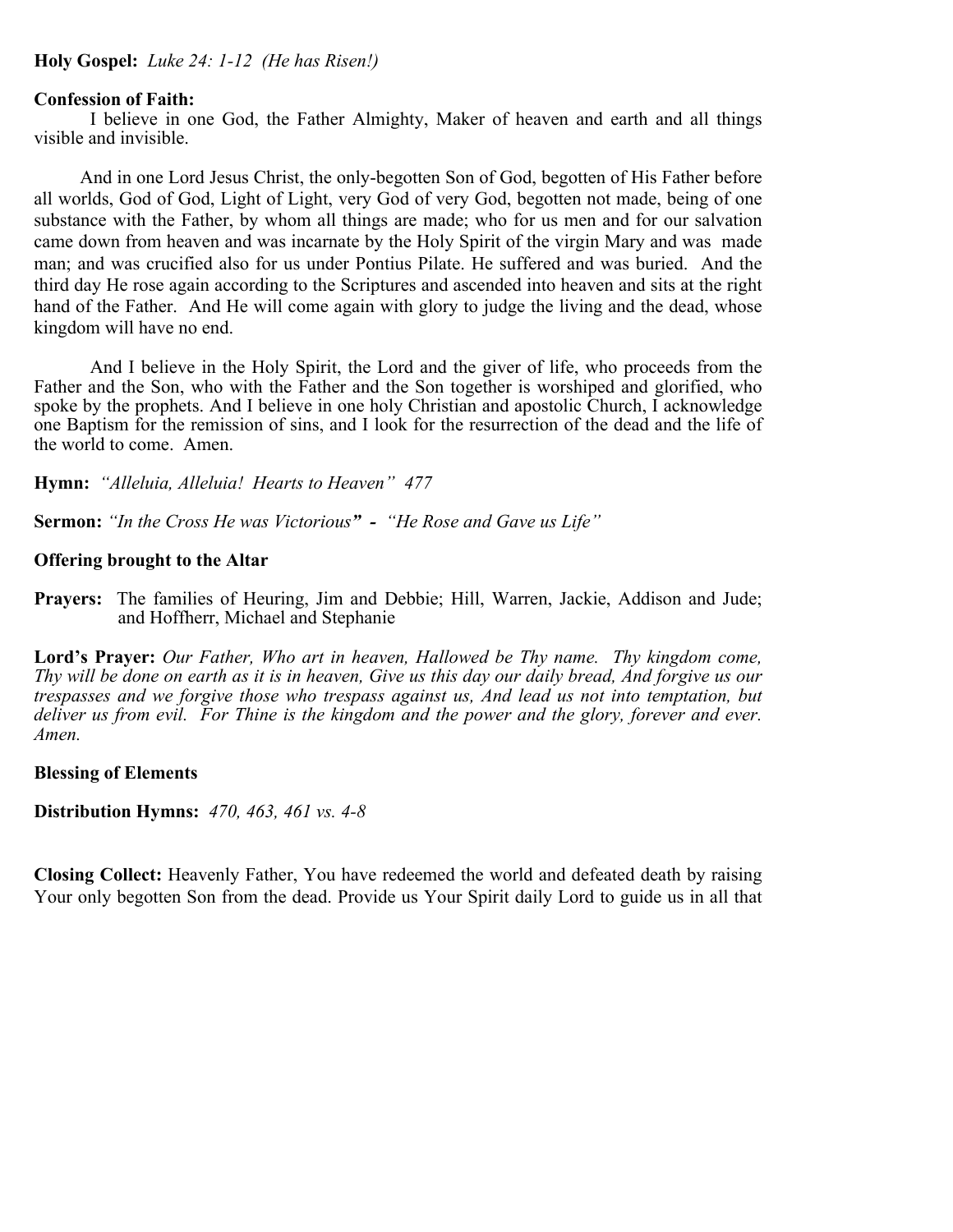**Holy Gospel:** *Luke 24: 1-12 (He has Risen!)*

**Confession of Faith:**

I believe in one God, the Father Almighty, Maker of heaven and earth and all things visible and invisible.

And in one Lord Jesus Christ, the only-begotten Son of God, begotten of His Father before all worlds, God of God, Light of Light, very God of very God, begotten not made, being of one substance with the Father, by whom all things are made; who for us men and for our salvation came down from heaven and was incarnate by the Holy Spirit of the virgin Mary and was made man; and was crucified also for us under Pontius Pilate. He suffered and was buried. And the third day He rose again according to the Scriptures and ascended into heaven and sits at the right hand of the Father. And He will come again with glory to judge the living and the dead, whose kingdom will have no end.

And I believe in the Holy Spirit, the Lord and the giver of life, who proceeds from the Father and the Son, who with the Father and the Son together is worshiped and glorified, who spoke by the prophets. And I believe in one holy Christian and apostolic Church, I acknowledge one Baptism for the remission of sins, and I look for the resurrection of the dead and the life of the world to come. Amen.

**Hymn:** *"Alleluia, Alleluia! Hearts to Heaven" 477*

**Sermon:** *"In the Cross He was Victorious"* **-** *"He Rose and Gave us Life"*

**Offering brought to the Altar**

**Prayers:** The families of Heuring, Jim and Debbie; Hill, Warren, Jackie, Addison and Jude; and Hoffherr, Michael and Stephanie

**Lord's Prayer:** *Our Father, Who art in heaven, Hallowed be Thy name. Thy kingdom come, Thy will be done on earth as it is in heaven, Give us this day our daily bread, And forgive us our trespasses and we forgive those who trespass against us, And lead us not into temptation, but deliver us from evil. For Thine is the kingdom and the power and the glory, forever and ever. Amen.*

**Blessing of Elements**

**Distribution Hymns:** *470, 463, 461 vs. 4-8*

**Closing Collect:** Heavenly Father, You have redeemed the world and defeated death by raising Your only begotten Son from the dead. Provide us Your Spirit daily Lord to guide us in all that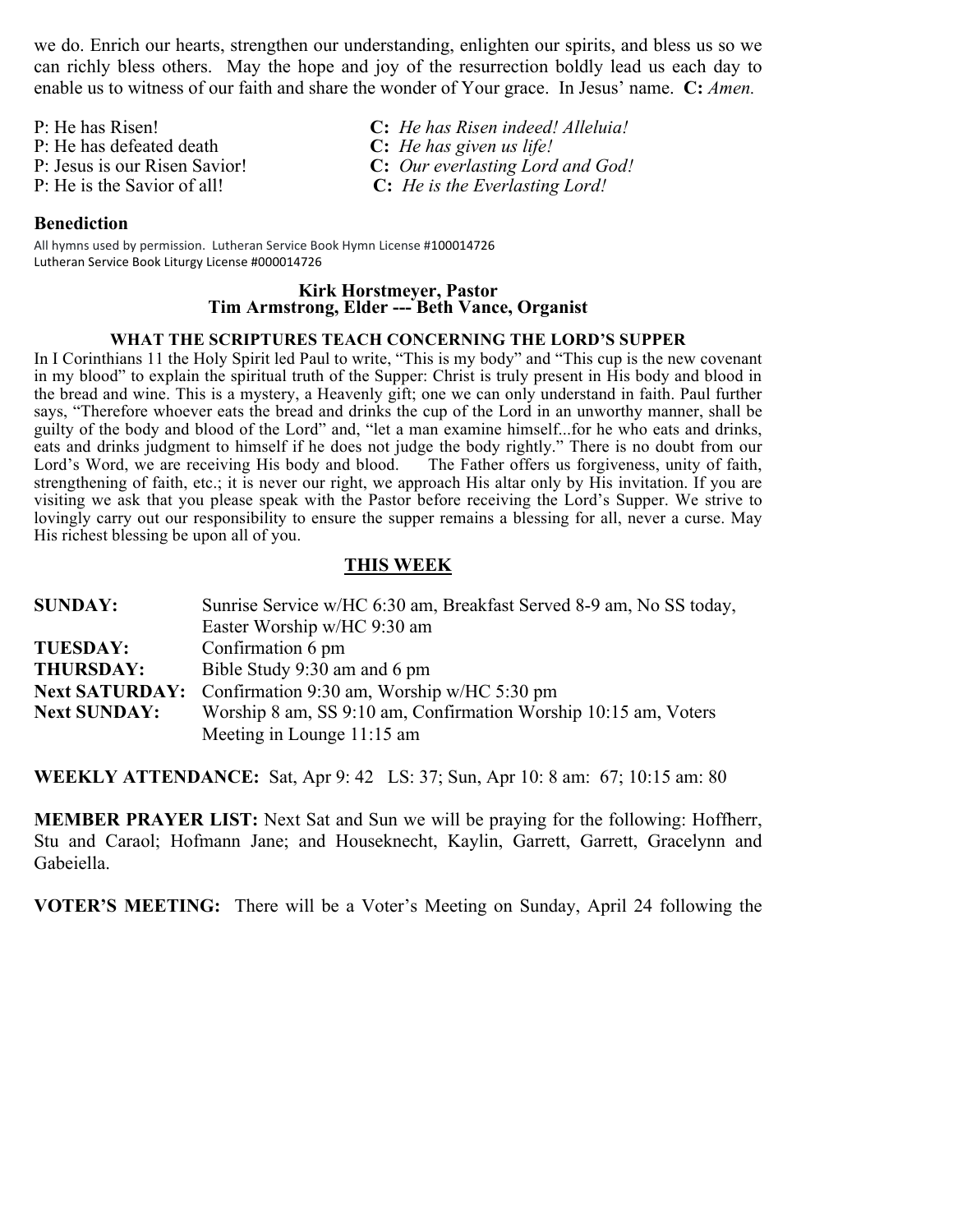we do. Enrich our hearts, strengthen our understanding, enlighten our spirits, and bless us so we can richly bless others. May the hope and joy of the resurrection boldly lead us each day to enable us to witness of our faith and share the wonder of Your grace. In Jesus' name. **C:** *Amen.*

P: He has Risen! **C:** *He has Risen indeed! Alleluia!*
P: He has defeated death **C:** *He has given us life!*
P: Jesus is our Risen Savior! **C:** *Our everlasting Lord and God!*
P: He is the Savior of all! **C:** *He is the Everlasting Lord!*

### Benediction

All hymns used by permission. Lutheran Service Book Hymn License #100014726
Lutheran Service Book Liturgy License #000014726

**Kirk Horstmeyer, Pastor**
**Tim Armstrong, Elder --- Beth Vance, Organist**

**WHAT THE SCRIPTURES TEACH CONCERNING THE LORD'S SUPPER**

In I Corinthians 11 the Holy Spirit led Paul to write, "This is my body" and "This cup is the new covenant in my blood" to explain the spiritual truth of the Supper: Christ is truly present in His body and blood in the bread and wine. This is a mystery, a Heavenly gift; one we can only understand in faith. Paul further says, "Therefore whoever eats the bread and drinks the cup of the Lord in an unworthy manner, shall be guilty of the body and blood of the Lord" and, "let a man examine himself...for he who eats and drinks, eats and drinks judgment to himself if he does not judge the body rightly." There is no doubt from our Lord's Word, we are receiving His body and blood. The Father offers us forgiveness, unity of faith, strengthening of faith, etc.; it is never our right, we approach His altar only by His invitation. If you are visiting we ask that you please speak with the Pastor before receiving the Lord's Supper. We strive to lovingly carry out our responsibility to ensure the supper remains a blessing for all, never a curse. May His richest blessing be upon all of you.

## THIS WEEK

**SUNDAY:** Sunrise Service w/HC 6:30 am, Breakfast Served 8-9 am, No SS today, Easter Worship w/HC 9:30 am
**TUESDAY:** Confirmation 6 pm
**THURSDAY:** Bible Study 9:30 am and 6 pm
**Next SATURDAY:** Confirmation 9:30 am, Worship w/HC 5:30 pm
**Next SUNDAY:** Worship 8 am, SS 9:10 am, Confirmation Worship 10:15 am, Voters Meeting in Lounge 11:15 am

**WEEKLY ATTENDANCE:** Sat, Apr 9: 42 LS: 37; Sun, Apr 10: 8 am: 67; 10:15 am: 80

**MEMBER PRAYER LIST:** Next Sat and Sun we will be praying for the following: Hoffherr, Stu and Caraol; Hofmann Jane; and Houseknecht, Kaylin, Garrett, Garrett, Gracelynn and Gabeiella.

**VOTER'S MEETING:** There will be a Voter's Meeting on Sunday, April 24 following the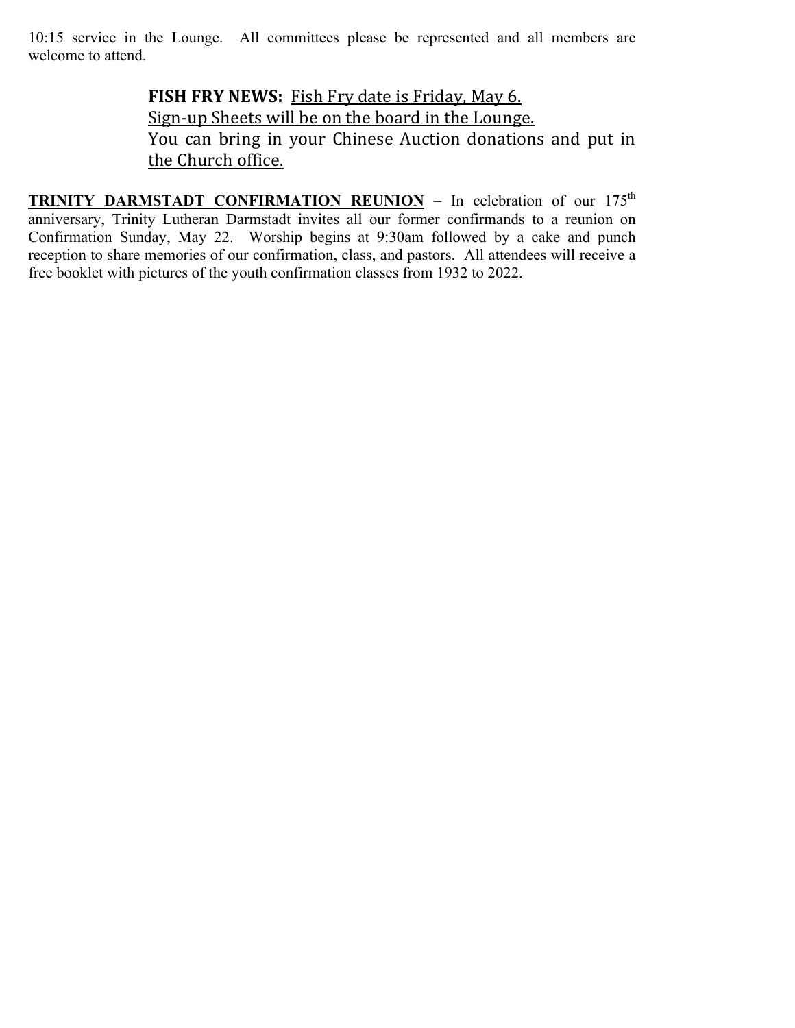10:15 service in the Lounge. All committees please be represented and all members are welcome to attend.

**FISH FRY NEWS:** <u>Fish Fry date is Friday, May 6.</u>
<u>Sign-up Sheets will be on the board in the Lounge.</u>
<u>You can bring in your Chinese Auction donations and put in the Church office.</u>

**<u>TRINITY DARMSTADT CONFIRMATION REUNION</u>** – In celebration of our 175th anniversary, Trinity Lutheran Darmstadt invites all our former confirmands to a reunion on Confirmation Sunday, May 22. Worship begins at 9:30am followed by a cake and punch reception to share memories of our confirmation, class, and pastors. All attendees will receive a free booklet with pictures of the youth confirmation classes from 1932 to 2022.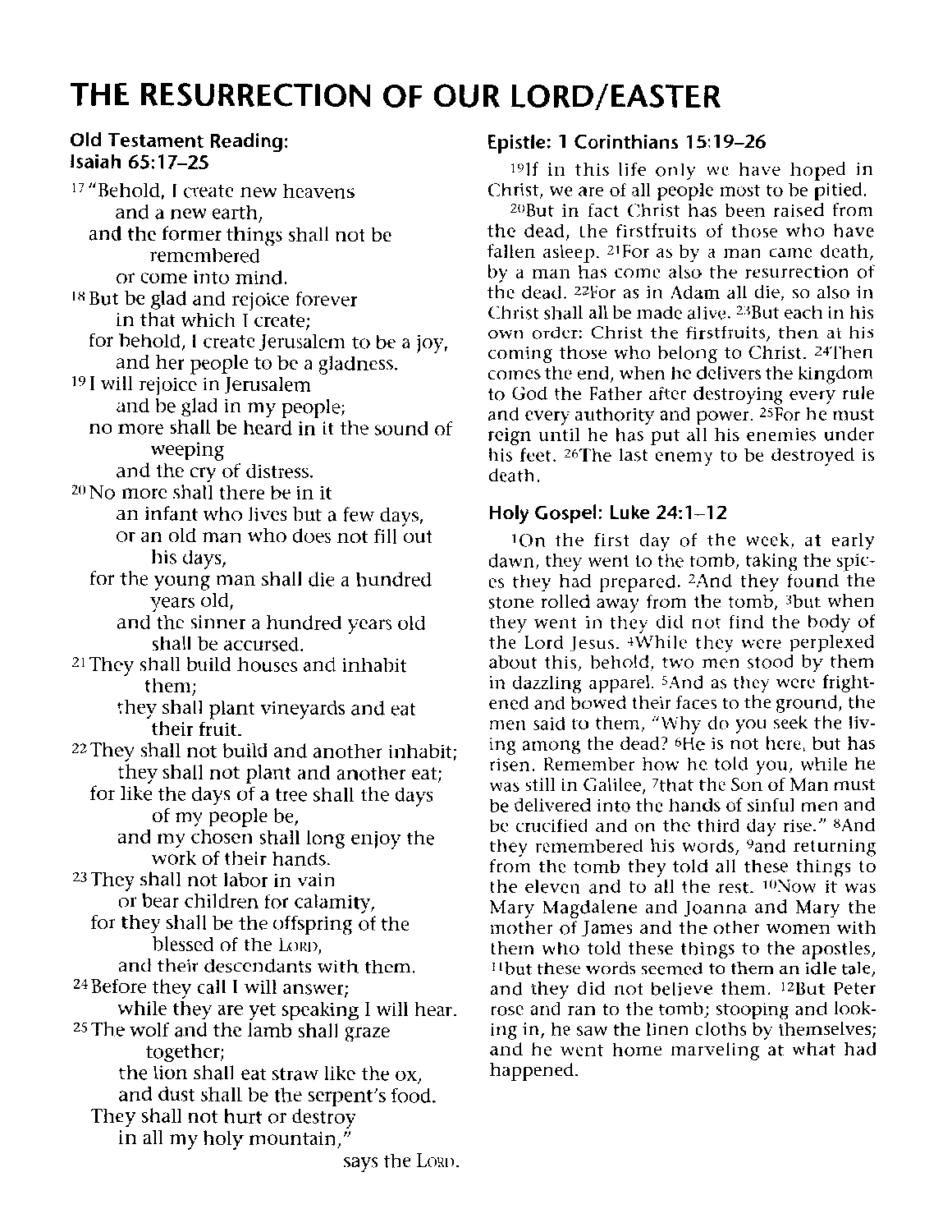# THE RESURRECTION OF OUR LORD/EASTER

### Old Testament Reading: Isaiah 65:17–25

17 "Behold, I create new heavens
  and a new earth,
 and the former things shall not be
   remembered
  or come into mind.
18 But be glad and rejoice forever
  in that which I create;
 for behold, I create Jerusalem to be a joy,
  and her people to be a gladness.
19 I will rejoice in Jerusalem
  and be glad in my people;
 no more shall be heard in it the sound of
   weeping
  and the cry of distress.
20 No more shall there be in it
  an infant who lives but a few days,
  or an old man who does not fill out
   his days,
 for the young man shall die a hundred
   years old,
  and the sinner a hundred years old
   shall be accursed.
21 They shall build houses and inhabit
  them;
  they shall plant vineyards and eat
   their fruit.
22 They shall not build and another inhabit;
  they shall not plant and another eat;
 for like the days of a tree shall the days
   of my people be,
  and my chosen shall long enjoy the
   work of their hands.
23 They shall not labor in vain
  or bear children for calamity,
 for they shall be the offspring of the
   blessed of the LORD,
  and their descendants with them.
24 Before they call I will answer;
  while they are yet speaking I will hear.
25 The wolf and the lamb shall graze
   together;
  the lion shall eat straw like the ox,
  and dust shall be the serpent's food.
 They shall not hurt or destroy
  in all my holy mountain,"
         says the LORD.

### Epistle: 1 Corinthians 15:19–26

19 If in this life only we have hoped in Christ, we are of all people most to be pitied.

20 But in fact Christ has been raised from the dead, the firstfruits of those who have fallen asleep. 21 For as by a man came death, by a man has come also the resurrection of the dead. 22 For as in Adam all die, so also in Christ shall all be made alive. 23 But each in his own order: Christ the firstfruits, then at his coming those who belong to Christ. 24 Then comes the end, when he delivers the kingdom to God the Father after destroying every rule and every authority and power. 25 For he must reign until he has put all his enemies under his feet. 26 The last enemy to be destroyed is death.

### Holy Gospel: Luke 24:1–12

1 On the first day of the week, at early dawn, they went to the tomb, taking the spices they had prepared. 2 And they found the stone rolled away from the tomb, 3 but when they went in they did not find the body of the Lord Jesus. 4 While they were perplexed about this, behold, two men stood by them in dazzling apparel. 5 And as they were frightened and bowed their faces to the ground, the men said to them, "Why do you seek the living among the dead? 6 He is not here, but has risen. Remember how he told you, while he was still in Galilee, 7 that the Son of Man must be delivered into the hands of sinful men and be crucified and on the third day rise." 8 And they remembered his words, 9 and returning from the tomb they told all these things to the eleven and to all the rest. 10 Now it was Mary Magdalene and Joanna and Mary the mother of James and the other women with them who told these things to the apostles, 11 but these words seemed to them an idle tale, and they did not believe them. 12 But Peter rose and ran to the tomb; stooping and looking in, he saw the linen cloths by themselves; and he went home marveling at what had happened.